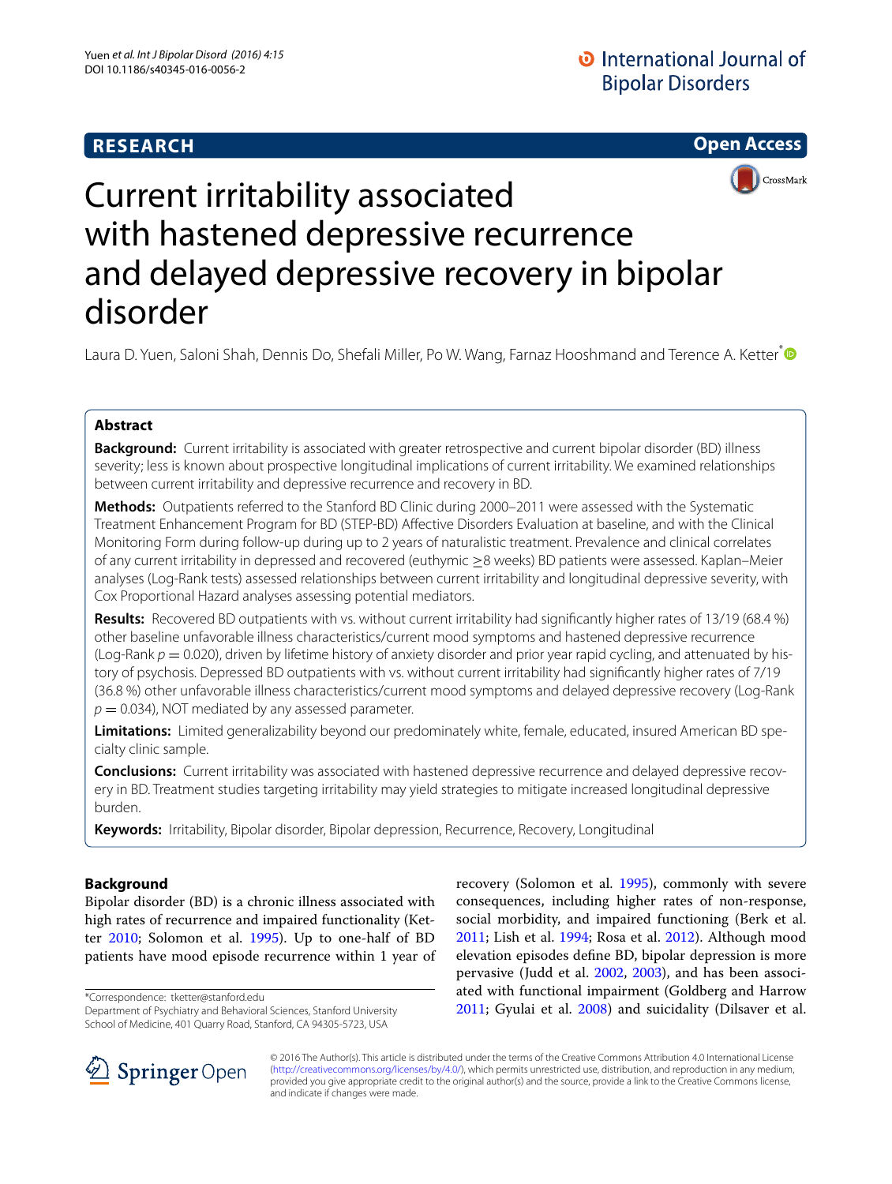RESEARCH

Open Access

# Current irritability associated with hastened depressive recurrence and delayed depressive recovery in bipolar disorder

Laura D. Yuen, Saloni Shah, Dennis Do, Shefali Miller, Po W. Wang, Farnaz Hooshmand and Terence A. Ketter*

## Abstract

**Background:** Current irritability is associated with greater retrospective and current bipolar disorder (BD) illness severity; less is known about prospective longitudinal implications of current irritability. We examined relationships between current irritability and depressive recurrence and recovery in BD.

**Methods:** Outpatients referred to the Stanford BD Clinic during 2000–2011 were assessed with the Systematic Treatment Enhancement Program for BD (STEP-BD) Affective Disorders Evaluation at baseline, and with the Clinical Monitoring Form during follow-up during up to 2 years of naturalistic treatment. Prevalence and clinical correlates of any current irritability in depressed and recovered (euthymic ≥8 weeks) BD patients were assessed. Kaplan–Meier analyses (Log-Rank tests) assessed relationships between current irritability and longitudinal depressive severity, with Cox Proportional Hazard analyses assessing potential mediators.

**Results:** Recovered BD outpatients with vs. without current irritability had significantly higher rates of 13/19 (68.4 %) other baseline unfavorable illness characteristics/current mood symptoms and hastened depressive recurrence (Log-Rank $p = 0.020$), driven by lifetime history of anxiety disorder and prior year rapid cycling, and attenuated by history of psychosis. Depressed BD outpatients with vs. without current irritability had significantly higher rates of 7/19 (36.8 %) other unfavorable illness characteristics/current mood symptoms and delayed depressive recovery (Log-Rank $p = 0.034$), NOT mediated by any assessed parameter.

**Limitations:** Limited generalizability beyond our predominately white, female, educated, insured American BD specialty clinic sample.

**Conclusions:** Current irritability was associated with hastened depressive recurrence and delayed depressive recovery in BD. Treatment studies targeting irritability may yield strategies to mitigate increased longitudinal depressive burden.

**Keywords:** Irritability, Bipolar disorder, Bipolar depression, Recurrence, Recovery, Longitudinal

## Background

Bipolar disorder (BD) is a chronic illness associated with high rates of recurrence and impaired functionality (Ketter 2010; Solomon et al. 1995). Up to one-half of BD patients have mood episode recurrence within 1 year of recovery (Solomon et al. 1995), commonly with severe consequences, including higher rates of non-response, social morbidity, and impaired functioning (Berk et al. 2011; Lish et al. 1994; Rosa et al. 2012). Although mood elevation episodes define BD, bipolar depression is more pervasive (Judd et al. 2002, 2003), and has been associated with functional impairment (Goldberg and Harrow 2011; Gyulai et al. 2008) and suicidality (Dilsaver et al.

*Correspondence: tketter@stanford.edu
Department of Psychiatry and Behavioral Sciences, Stanford University School of Medicine, 401 Quarry Road, Stanford, CA 94305-5723, USA

© 2016 The Author(s). This article is distributed under the terms of the Creative Commons Attribution 4.0 International License (http://creativecommons.org/licenses/by/4.0/), which permits unrestricted use, distribution, and reproduction in any medium, provided you give appropriate credit to the original author(s) and the source, provide a link to the Creative Commons license, and indicate if changes were made.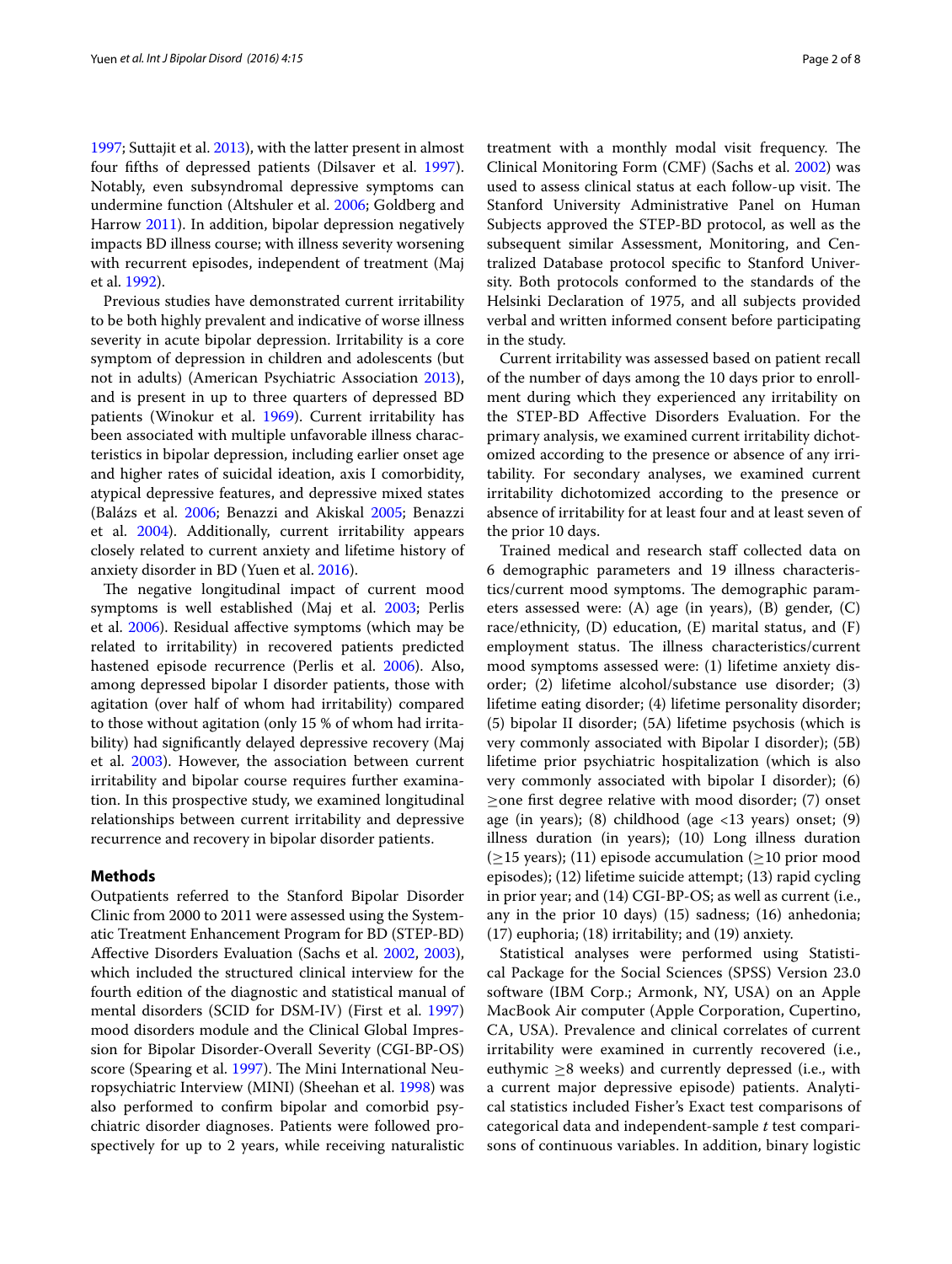1997; Suttajit et al. 2013), with the latter present in almost four fifths of depressed patients (Dilsaver et al. 1997). Notably, even subsyndromal depressive symptoms can undermine function (Altshuler et al. 2006; Goldberg and Harrow 2011). In addition, bipolar depression negatively impacts BD illness course; with illness severity worsening with recurrent episodes, independent of treatment (Maj et al. 1992).

Previous studies have demonstrated current irritability to be both highly prevalent and indicative of worse illness severity in acute bipolar depression. Irritability is a core symptom of depression in children and adolescents (but not in adults) (American Psychiatric Association 2013), and is present in up to three quarters of depressed BD patients (Winokur et al. 1969). Current irritability has been associated with multiple unfavorable illness characteristics in bipolar depression, including earlier onset age and higher rates of suicidal ideation, axis I comorbidity, atypical depressive features, and depressive mixed states (Balázs et al. 2006; Benazzi and Akiskal 2005; Benazzi et al. 2004). Additionally, current irritability appears closely related to current anxiety and lifetime history of anxiety disorder in BD (Yuen et al. 2016).

The negative longitudinal impact of current mood symptoms is well established (Maj et al. 2003; Perlis et al. 2006). Residual affective symptoms (which may be related to irritability) in recovered patients predicted hastened episode recurrence (Perlis et al. 2006). Also, among depressed bipolar I disorder patients, those with agitation (over half of whom had irritability) compared to those without agitation (only 15 % of whom had irritability) had significantly delayed depressive recovery (Maj et al. 2003). However, the association between current irritability and bipolar course requires further examination. In this prospective study, we examined longitudinal relationships between current irritability and depressive recurrence and recovery in bipolar disorder patients.

## Methods

Outpatients referred to the Stanford Bipolar Disorder Clinic from 2000 to 2011 were assessed using the Systematic Treatment Enhancement Program for BD (STEP-BD) Affective Disorders Evaluation (Sachs et al. 2002, 2003), which included the structured clinical interview for the fourth edition of the diagnostic and statistical manual of mental disorders (SCID for DSM-IV) (First et al. 1997) mood disorders module and the Clinical Global Impression for Bipolar Disorder-Overall Severity (CGI-BP-OS) score (Spearing et al. 1997). The Mini International Neuropsychiatric Interview (MINI) (Sheehan et al. 1998) was also performed to confirm bipolar and comorbid psychiatric disorder diagnoses. Patients were followed prospectively for up to 2 years, while receiving naturalistic treatment with a monthly modal visit frequency. The Clinical Monitoring Form (CMF) (Sachs et al. 2002) was used to assess clinical status at each follow-up visit. The Stanford University Administrative Panel on Human Subjects approved the STEP-BD protocol, as well as the subsequent similar Assessment, Monitoring, and Centralized Database protocol specific to Stanford University. Both protocols conformed to the standards of the Helsinki Declaration of 1975, and all subjects provided verbal and written informed consent before participating in the study.

Current irritability was assessed based on patient recall of the number of days among the 10 days prior to enrollment during which they experienced any irritability on the STEP-BD Affective Disorders Evaluation. For the primary analysis, we examined current irritability dichotomized according to the presence or absence of any irritability. For secondary analyses, we examined current irritability dichotomized according to the presence or absence of irritability for at least four and at least seven of the prior 10 days.

Trained medical and research staff collected data on 6 demographic parameters and 19 illness characteristics/current mood symptoms. The demographic parameters assessed were: (A) age (in years), (B) gender, (C) race/ethnicity, (D) education, (E) marital status, and (F) employment status. The illness characteristics/current mood symptoms assessed were: (1) lifetime anxiety disorder; (2) lifetime alcohol/substance use disorder; (3) lifetime eating disorder; (4) lifetime personality disorder; (5) bipolar II disorder; (5A) lifetime psychosis (which is very commonly associated with Bipolar I disorder); (5B) lifetime prior psychiatric hospitalization (which is also very commonly associated with bipolar I disorder); (6) ≥one first degree relative with mood disorder; (7) onset age (in years); (8) childhood (age <13 years) onset; (9) illness duration (in years); (10) Long illness duration (≥15 years); (11) episode accumulation (≥10 prior mood episodes); (12) lifetime suicide attempt; (13) rapid cycling in prior year; and (14) CGI-BP-OS; as well as current (i.e., any in the prior 10 days) (15) sadness; (16) anhedonia; (17) euphoria; (18) irritability; and (19) anxiety.

Statistical analyses were performed using Statistical Package for the Social Sciences (SPSS) Version 23.0 software (IBM Corp.; Armonk, NY, USA) on an Apple MacBook Air computer (Apple Corporation, Cupertino, CA, USA). Prevalence and clinical correlates of current irritability were examined in currently recovered (i.e., euthymic ≥8 weeks) and currently depressed (i.e., with a current major depressive episode) patients. Analytical statistics included Fisher's Exact test comparisons of categorical data and independent-sample *t* test comparisons of continuous variables. In addition, binary logistic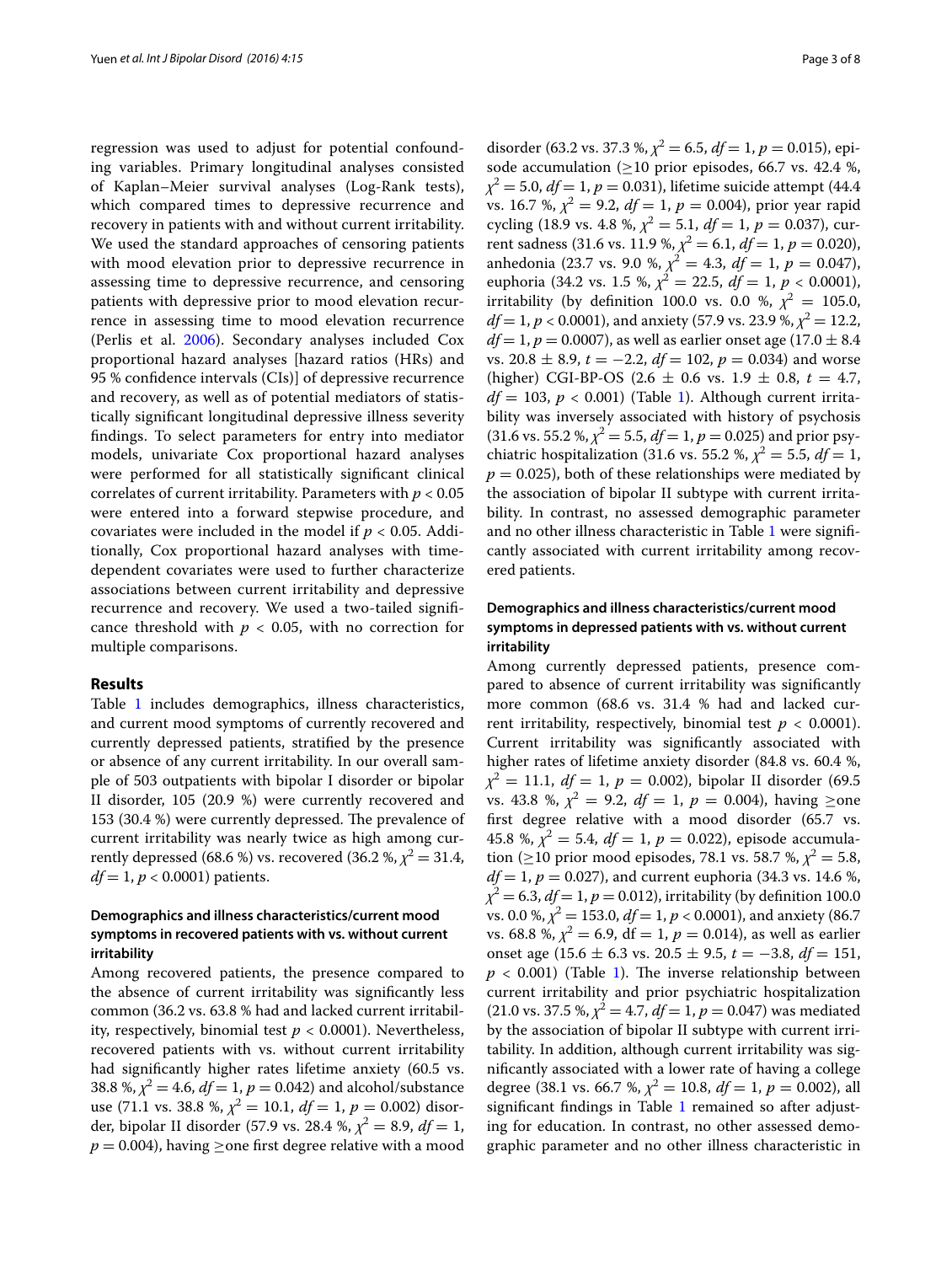regression was used to adjust for potential confounding variables. Primary longitudinal analyses consisted of Kaplan–Meier survival analyses (Log-Rank tests), which compared times to depressive recurrence and recovery in patients with and without current irritability. We used the standard approaches of censoring patients with mood elevation prior to depressive recurrence in assessing time to depressive recurrence, and censoring patients with depressive prior to mood elevation recurrence in assessing time to mood elevation recurrence (Perlis et al. 2006). Secondary analyses included Cox proportional hazard analyses [hazard ratios (HRs) and 95 % confidence intervals (CIs)] of depressive recurrence and recovery, as well as of potential mediators of statistically significant longitudinal depressive illness severity findings. To select parameters for entry into mediator models, univariate Cox proportional hazard analyses were performed for all statistically significant clinical correlates of current irritability. Parameters with $p < 0.05$ were entered into a forward stepwise procedure, and covariates were included in the model if $p < 0.05$. Additionally, Cox proportional hazard analyses with time-dependent covariates were used to further characterize associations between current irritability and depressive recurrence and recovery. We used a two-tailed significance threshold with $p < 0.05$, with no correction for multiple comparisons.

## Results

Table 1 includes demographics, illness characteristics, and current mood symptoms of currently recovered and currently depressed patients, stratified by the presence or absence of any current irritability. In our overall sample of 503 outpatients with bipolar I disorder or bipolar II disorder, 105 (20.9 %) were currently recovered and 153 (30.4 %) were currently depressed. The prevalence of current irritability was nearly twice as high among currently depressed (68.6 %) vs. recovered (36.2 %, $\chi^2 = 31.4$, $df = 1$, $p < 0.0001$) patients.

### Demographics and illness characteristics/current mood symptoms in recovered patients with vs. without current irritability

Among recovered patients, the presence compared to the absence of current irritability was significantly less common (36.2 vs. 63.8 % had and lacked current irritability, respectively, binomial test $p < 0.0001$). Nevertheless, recovered patients with vs. without current irritability had significantly higher rates lifetime anxiety (60.5 vs. 38.8 %, $\chi^2 = 4.6$, $df = 1$, $p = 0.042$) and alcohol/substance use (71.1 vs. 38.8 %, $\chi^2 = 10.1$, $df = 1$, $p = 0.002$) disorder, bipolar II disorder (57.9 vs. 28.4 %, $\chi^2 = 8.9$, $df = 1$, $p = 0.004$), having ≥one first degree relative with a mood disorder (63.2 vs. 37.3 %, $\chi^2 = 6.5$, $df = 1$, $p = 0.015$), episode accumulation (≥10 prior episodes, 66.7 vs. 42.4 %, $\chi^2 = 5.0$, $df = 1$, $p = 0.031$), lifetime suicide attempt (44.4 vs. 16.7 %, $\chi^2 = 9.2$, $df = 1$, $p = 0.004$), prior year rapid cycling (18.9 vs. 4.8 %, $\chi^2 = 5.1$, $df = 1$, $p = 0.037$), current sadness (31.6 vs. 11.9 %, $\chi^2 = 6.1$, $df = 1$, $p = 0.020$), anhedonia (23.7 vs. 9.0 %, $\chi^2 = 4.3$, $df = 1$, $p = 0.047$), euphoria (34.2 vs. 1.5 %, $\chi^2 = 22.5$, $df = 1$, $p < 0.0001$), irritability (by definition 100.0 vs. 0.0 %, $\chi^2 = 105.0$, $df = 1$, $p < 0.0001$), and anxiety (57.9 vs. 23.9 %, $\chi^2 = 12.2$, $df = 1$, $p = 0.0007$), as well as earlier onset age (17.0 ± 8.4 vs. 20.8 ± 8.9, $t = -2.2$, $df = 102$, $p = 0.034$) and worse (higher) CGI-BP-OS (2.6 ± 0.6 vs. 1.9 ± 0.8, $t = 4.7$, $df = 103$, $p < 0.001$) (Table 1). Although current irritability was inversely associated with history of psychosis (31.6 vs. 55.2 %, $\chi^2 = 5.5$, $df = 1$, $p = 0.025$) and prior psychiatric hospitalization (31.6 vs. 55.2 %, $\chi^2 = 5.5$, $df = 1$, $p = 0.025$), both of these relationships were mediated by the association of bipolar II subtype with current irritability. In contrast, no assessed demographic parameter and no other illness characteristic in Table 1 were significantly associated with current irritability among recovered patients.

### Demographics and illness characteristics/current mood symptoms in depressed patients with vs. without current irritability

Among currently depressed patients, presence compared to absence of current irritability was significantly more common (68.6 vs. 31.4 % had and lacked current irritability, respectively, binomial test $p < 0.0001$). Current irritability was significantly associated with higher rates of lifetime anxiety disorder (84.8 vs. 60.4 %, $\chi^2 = 11.1$, $df = 1$, $p = 0.002$), bipolar II disorder (69.5 vs. 43.8 %, $\chi^2 = 9.2$, $df = 1$, $p = 0.004$), having ≥one first degree relative with a mood disorder (65.7 vs. 45.8 %, $\chi^2 = 5.4$, $df = 1$, $p = 0.022$), episode accumulation (≥10 prior mood episodes, 78.1 vs. 58.7 %, $\chi^2 = 5.8$, $df = 1$, $p = 0.027$), and current euphoria (34.3 vs. 14.6 %, $\chi^2 = 6.3$, $df = 1$, $p = 0.012$), irritability (by definition 100.0 vs. 0.0 %, $\chi^2 = 153.0$, $df = 1$, $p < 0.0001$), and anxiety (86.7 vs. 68.8 %, $\chi^2 = 6.9$, df = 1, $p = 0.014$), as well as earlier onset age (15.6 ± 6.3 vs. 20.5 ± 9.5, $t = -3.8$, $df = 151$, $p < 0.001$) (Table 1). The inverse relationship between current irritability and prior psychiatric hospitalization (21.0 vs. 37.5 %, $\chi^2 = 4.7$, $df = 1$, $p = 0.047$) was mediated by the association of bipolar II subtype with current irritability. In addition, although current irritability was significantly associated with a lower rate of having a college degree (38.1 vs. 66.7 %, $\chi^2 = 10.8$, $df = 1$, $p = 0.002$), all significant findings in Table 1 remained so after adjusting for education. In contrast, no other assessed demographic parameter and no other illness characteristic in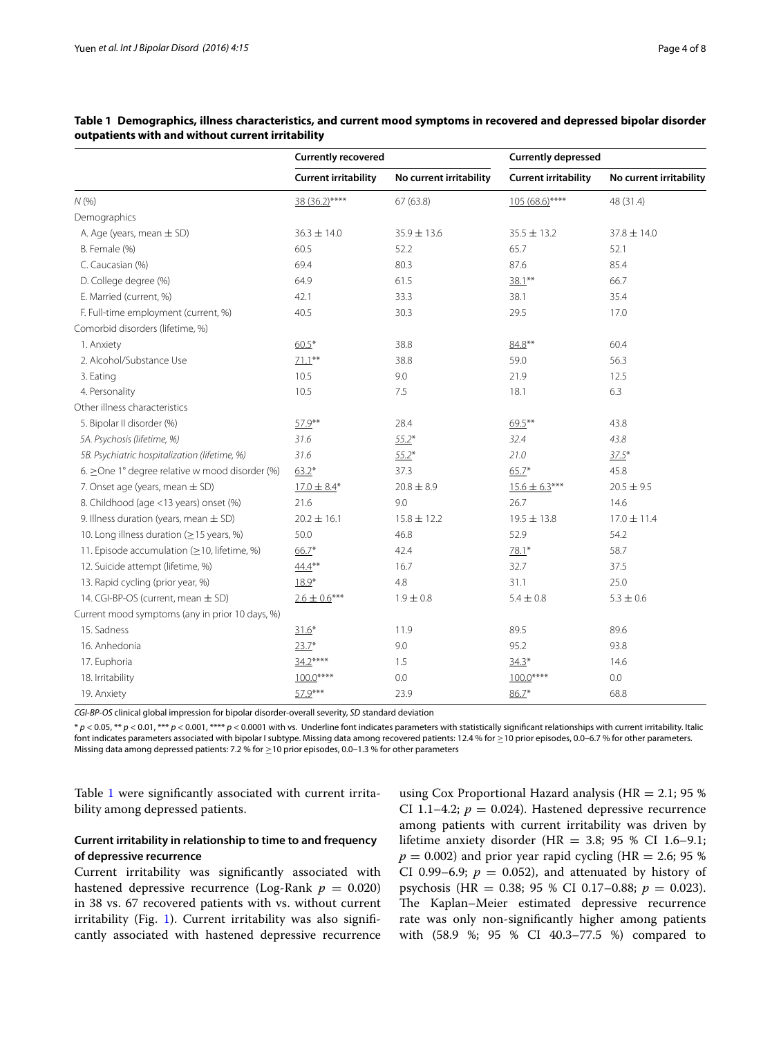**Table 1 Demographics, illness characteristics, and current mood symptoms in recovered and depressed bipolar disorder outpatients with and without current irritability**

| | Currently recovered | | Currently depressed | |
|---|---|---|---|---|
| | Current irritability | No current irritability | Current irritability | No current irritability |
| *N* (%) | 38 (36.2)**** | 67 (63.8) | 105 (68.6)**** | 48 (31.4) |
| Demographics | | | | |
| A. Age (years, mean ± SD) | 36.3 ± 14.0 | 35.9 ± 13.6 | 35.5 ± 13.2 | 37.8 ± 14.0 |
| B. Female (%) | 60.5 | 52.2 | 65.7 | 52.1 |
| C. Caucasian (%) | 69.4 | 80.3 | 87.6 | 85.4 |
| D. College degree (%) | 64.9 | 61.5 | 38.1** | 66.7 |
| E. Married (current, %) | 42.1 | 33.3 | 38.1 | 35.4 |
| F. Full-time employment (current, %) | 40.5 | 30.3 | 29.5 | 17.0 |
| Comorbid disorders (lifetime, %) | | | | |
| 1. Anxiety | 60.5* | 38.8 | 84.8** | 60.4 |
| 2. Alcohol/Substance Use | 71.1** | 38.8 | 59.0 | 56.3 |
| 3. Eating | 10.5 | 9.0 | 21.9 | 12.5 |
| 4. Personality | 10.5 | 7.5 | 18.1 | 6.3 |
| Other illness characteristics | | | | |
| 5. Bipolar II disorder (%) | 57.9** | 28.4 | 69.5** | 43.8 |
| *5A. Psychosis (lifetime, %)* | *31.6* | *55.2** | *32.4* | *43.8* |
| *5B. Psychiatric hospitalization (lifetime, %)* | *31.6* | *55.2** | *21.0* | *37.5** |
| 6. ≥One 1° degree relative w mood disorder (%) | 63.2* | 37.3 | 65.7* | 45.8 |
| 7. Onset age (years, mean ± SD) | 17.0 ± 8.4* | 20.8 ± 8.9 | 15.6 ± 6.3*** | 20.5 ± 9.5 |
| 8. Childhood (age <13 years) onset (%) | 21.6 | 9.0 | 26.7 | 14.6 |
| 9. Illness duration (years, mean ± SD) | 20.2 ± 16.1 | 15.8 ± 12.2 | 19.5 ± 13.8 | 17.0 ± 11.4 |
| 10. Long illness duration (≥15 years, %) | 50.0 | 46.8 | 52.9 | 54.2 |
| 11. Episode accumulation (≥10, lifetime, %) | 66.7* | 42.4 | 78.1* | 58.7 |
| 12. Suicide attempt (lifetime, %) | 44.4** | 16.7 | 32.7 | 37.5 |
| 13. Rapid cycling (prior year, %) | 18.9* | 4.8 | 31.1 | 25.0 |
| 14. CGI-BP-OS (current, mean ± SD) | 2.6 ± 0.6*** | 1.9 ± 0.8 | 5.4 ± 0.8 | 5.3 ± 0.6 |
| Current mood symptoms (any in prior 10 days, %) | | | | |
| 15. Sadness | 31.6* | 11.9 | 89.5 | 89.6 |
| 16. Anhedonia | 23.7* | 9.0 | 95.2 | 93.8 |
| 17. Euphoria | 34.2**** | 1.5 | 34.3* | 14.6 |
| 18. Irritability | 100.0**** | 0.0 | 100.0**** | 0.0 |
| 19. Anxiety | 57.9*** | 23.9 | 86.7* | 68.8 |

*CGI-BP-OS* clinical global impression for bipolar disorder-overall severity, *SD* standard deviation

* $p < 0.05$, ** $p < 0.01$, *** $p < 0.001$, **** $p < 0.0001$ with vs. Underline font indicates parameters with statistically significant relationships with current irritability. Italic font indicates parameters associated with bipolar I subtype. Missing data among recovered patients: 12.4 % for ≥10 prior episodes, 0.0–6.7 % for other parameters. Missing data among depressed patients: 7.2 % for ≥10 prior episodes, 0.0–1.3 % for other parameters

Table 1 were significantly associated with current irritability among depressed patients.

### Current irritability in relationship to time to and frequency of depressive recurrence

Current irritability was significantly associated with hastened depressive recurrence (Log-Rank $p = 0.020$) in 38 vs. 67 recovered patients with vs. without current irritability (Fig. 1). Current irritability was also significantly associated with hastened depressive recurrence using Cox Proportional Hazard analysis (HR = 2.1; 95 % CI 1.1–4.2; $p = 0.024$). Hastened depressive recurrence among patients with current irritability was driven by lifetime anxiety disorder (HR = 3.8; 95 % CI 1.6–9.1; $p = 0.002$) and prior year rapid cycling (HR = 2.6; 95 % CI 0.99–6.9; $p = 0.052$), and attenuated by history of psychosis (HR = 0.38; 95 % CI 0.17–0.88; $p = 0.023$). The Kaplan–Meier estimated depressive recurrence rate was only non-significantly higher among patients with (58.9 %; 95 % CI 40.3–77.5 %) compared to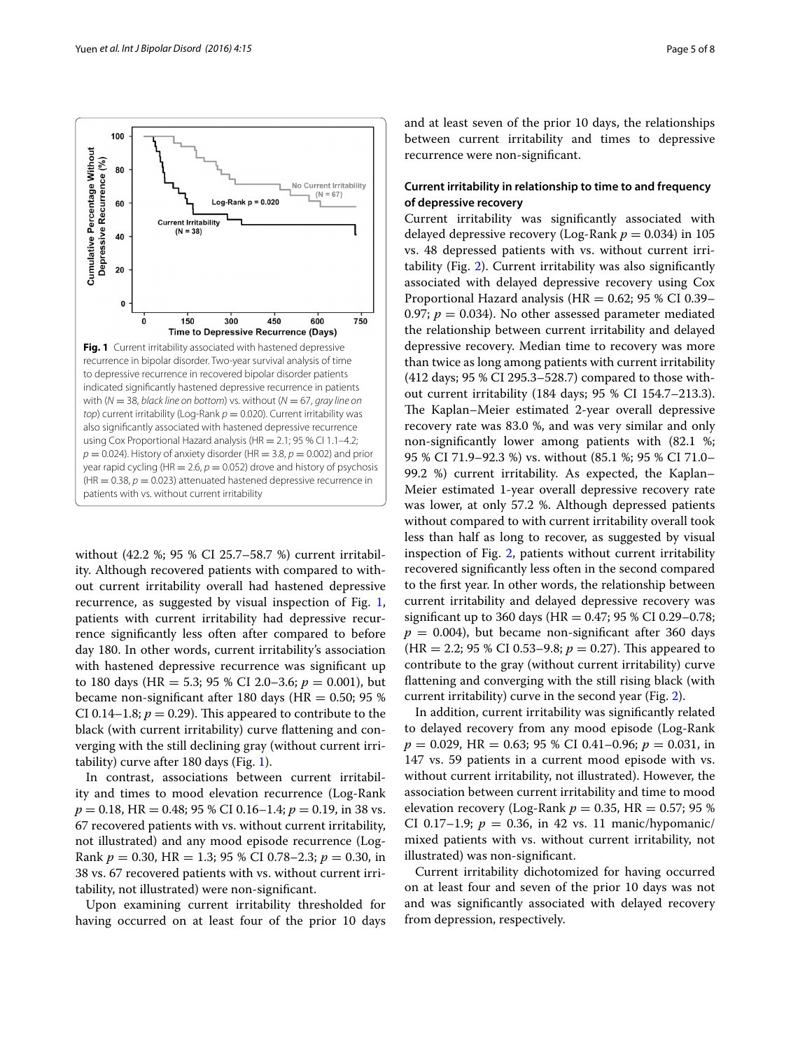**Fig. 1** Current irritability associated with hastened depressive recurrence in bipolar disorder. Two-year survival analysis of time to depressive recurrence in recovered bipolar disorder patients indicated significantly hastened depressive recurrence in patients with ($N = 38$, *black line on bottom*) vs. without ($N = 67$, *gray line on top*) current irritability (Log-Rank $p = 0.020$). Current irritability was also significantly associated with hastened depressive recurrence using Cox Proportional Hazard analysis (HR = 2.1; 95 % CI 1.1–4.2; $p = 0.024$). History of anxiety disorder (HR = 3.8, $p = 0.002$) and prior year rapid cycling (HR = 2.6, $p = 0.052$) drove and history of psychosis (HR = 0.38, $p = 0.023$) attenuated hastened depressive recurrence in patients with vs. without current irritability

without (42.2 %; 95 % CI 25.7–58.7 %) current irritability. Although recovered patients with compared to without current irritability overall had hastened depressive recurrence, as suggested by visual inspection of Fig. 1, patients with current irritability had depressive recurrence significantly less often after compared to before day 180. In other words, current irritability's association with hastened depressive recurrence was significant up to 180 days (HR = 5.3; 95 % CI 2.0–3.6; $p = 0.001$), but became non-significant after 180 days (HR = 0.50; 95 % CI 0.14–1.8; $p = 0.29$). This appeared to contribute to the black (with current irritability) curve flattening and converging with the still declining gray (without current irritability) curve after 180 days (Fig. 1).

In contrast, associations between current irritability and times to mood elevation recurrence (Log-Rank $p = 0.18$, HR = 0.48; 95 % CI 0.16–1.4; $p = 0.19$, in 38 vs. 67 recovered patients with vs. without current irritability, not illustrated) and any mood episode recurrence (Log-Rank $p = 0.30$, HR = 1.3; 95 % CI 0.78–2.3; $p = 0.30$, in 38 vs. 67 recovered patients with vs. without current irritability, not illustrated) were non-significant.

Upon examining current irritability thresholded for having occurred on at least four of the prior 10 days and at least seven of the prior 10 days, the relationships between current irritability and times to depressive recurrence were non-significant.

### Current irritability in relationship to time to and frequency of depressive recovery

Current irritability was significantly associated with delayed depressive recovery (Log-Rank $p = 0.034$) in 105 vs. 48 depressed patients with vs. without current irritability (Fig. 2). Current irritability was also significantly associated with delayed depressive recovery using Cox Proportional Hazard analysis (HR = 0.62; 95 % CI 0.39–0.97; $p = 0.034$). No other assessed parameter mediated the relationship between current irritability and delayed depressive recovery. Median time to recovery was more than twice as long among patients with current irritability (412 days; 95 % CI 295.3–528.7) compared to those without current irritability (184 days; 95 % CI 154.7–213.3). The Kaplan–Meier estimated 2-year overall depressive recovery rate was 83.0 %, and was very similar and only non-significantly lower among patients with (82.1 %; 95 % CI 71.9–92.3 %) vs. without (85.1 %; 95 % CI 71.0–99.2 %) current irritability. As expected, the Kaplan–Meier estimated 1-year overall depressive recovery rate was lower, at only 57.2 %. Although depressed patients without compared to with current irritability overall took less than half as long to recover, as suggested by visual inspection of Fig. 2, patients without current irritability recovered significantly less often in the second compared to the first year. In other words, the relationship between current irritability and delayed depressive recovery was significant up to 360 days (HR = 0.47; 95 % CI 0.29–0.78; $p = 0.004$), but became non-significant after 360 days (HR = 2.2; 95 % CI 0.53–9.8; $p = 0.27$). This appeared to contribute to the gray (without current irritability) curve flattening and converging with the still rising black (with current irritability) curve in the second year (Fig. 2).

In addition, current irritability was significantly related to delayed recovery from any mood episode (Log-Rank $p = 0.029$, HR = 0.63; 95 % CI 0.41–0.96; $p = 0.031$, in 147 vs. 59 patients in a current mood episode with vs. without current irritability, not illustrated). However, the association between current irritability and time to mood elevation recovery (Log-Rank $p = 0.35$, HR = 0.57; 95 % CI 0.17–1.9; $p = 0.36$, in 42 vs. 11 manic/hypomanic/mixed patients with vs. without current irritability, not illustrated) was non-significant.

Current irritability dichotomized for having occurred on at least four and seven of the prior 10 days was not and was significantly associated with delayed recovery from depression, respectively.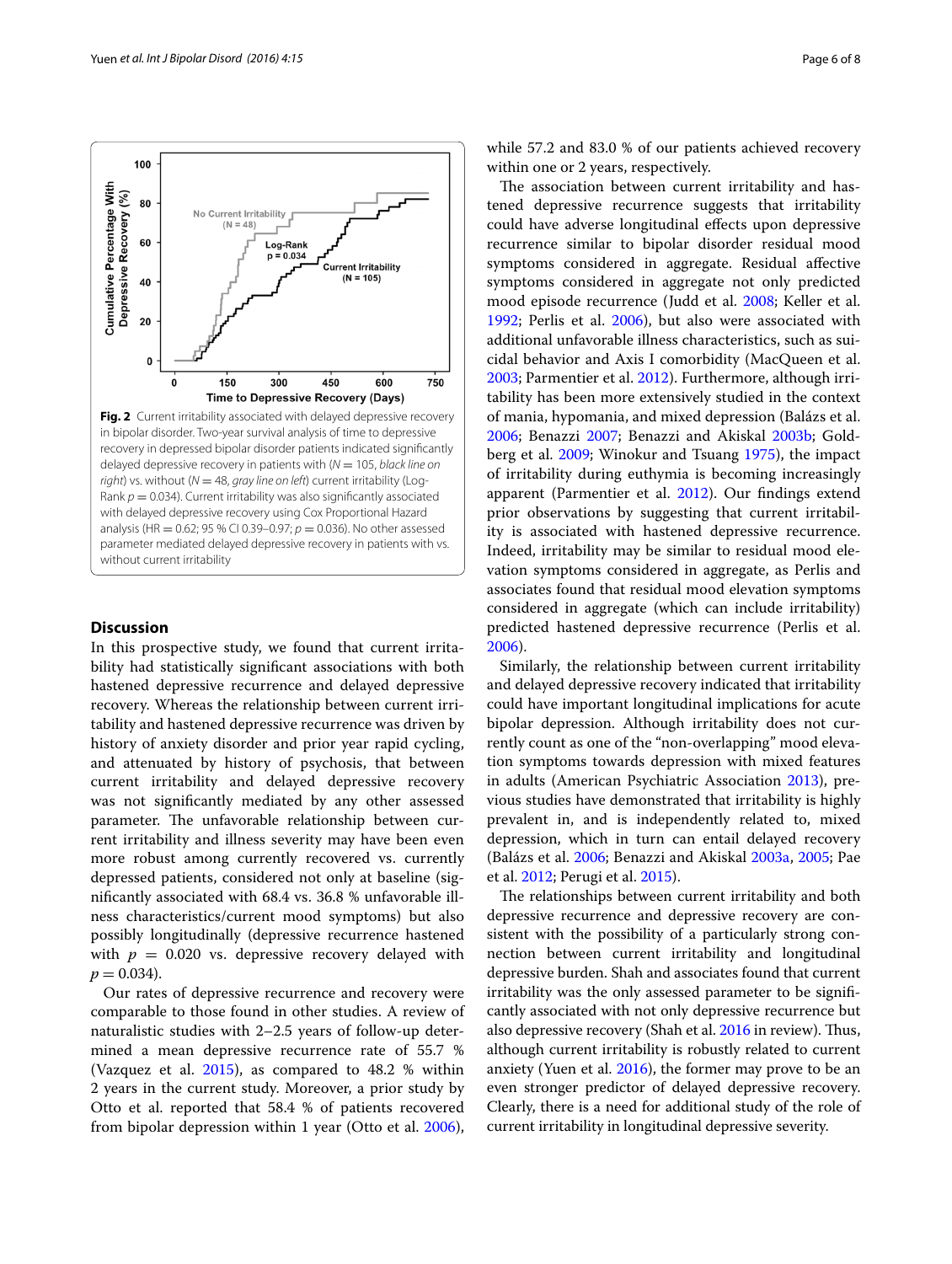Fig. 2 Current irritability associated with delayed depressive recovery in bipolar disorder. Two-year survival analysis of time to depressive recovery in depressed bipolar disorder patients indicated significantly delayed depressive recovery in patients with ($N = 105$, *black line on right*) vs. without ($N = 48$, *gray line on left*) current irritability (Log-Rank $p = 0.034$). Current irritability was also significantly associated with delayed depressive recovery using Cox Proportional Hazard analysis (HR = 0.62; 95 % CI 0.39–0.97; $p = 0.036$). No other assessed parameter mediated delayed depressive recovery in patients with vs. without current irritability

## Discussion

In this prospective study, we found that current irritability had statistically significant associations with both hastened depressive recurrence and delayed depressive recovery. Whereas the relationship between current irritability and hastened depressive recurrence was driven by history of anxiety disorder and prior year rapid cycling, and attenuated by history of psychosis, that between current irritability and delayed depressive recovery was not significantly mediated by any other assessed parameter. The unfavorable relationship between current irritability and illness severity may have been even more robust among currently recovered vs. currently depressed patients, considered not only at baseline (significantly associated with 68.4 vs. 36.8 % unfavorable illness characteristics/current mood symptoms) but also possibly longitudinally (depressive recurrence hastened with $p = 0.020$ vs. depressive recovery delayed with $p = 0.034$).

Our rates of depressive recurrence and recovery were comparable to those found in other studies. A review of naturalistic studies with 2–2.5 years of follow-up determined a mean depressive recurrence rate of 55.7 % (Vazquez et al. 2015), as compared to 48.2 % within 2 years in the current study. Moreover, a prior study by Otto et al. reported that 58.4 % of patients recovered from bipolar depression within 1 year (Otto et al. 2006), while 57.2 and 83.0 % of our patients achieved recovery within one or 2 years, respectively.

The association between current irritability and hastened depressive recurrence suggests that irritability could have adverse longitudinal effects upon depressive recurrence similar to bipolar disorder residual mood symptoms considered in aggregate. Residual affective symptoms considered in aggregate not only predicted mood episode recurrence (Judd et al. 2008; Keller et al. 1992; Perlis et al. 2006), but also were associated with additional unfavorable illness characteristics, such as suicidal behavior and Axis I comorbidity (MacQueen et al. 2003; Parmentier et al. 2012). Furthermore, although irritability has been more extensively studied in the context of mania, hypomania, and mixed depression (Balázs et al. 2006; Benazzi 2007; Benazzi and Akiskal 2003b; Goldberg et al. 2009; Winokur and Tsuang 1975), the impact of irritability during euthymia is becoming increasingly apparent (Parmentier et al. 2012). Our findings extend prior observations by suggesting that current irritability is associated with hastened depressive recurrence. Indeed, irritability may be similar to residual mood elevation symptoms considered in aggregate, as Perlis and associates found that residual mood elevation symptoms considered in aggregate (which can include irritability) predicted hastened depressive recurrence (Perlis et al. 2006).

Similarly, the relationship between current irritability and delayed depressive recovery indicated that irritability could have important longitudinal implications for acute bipolar depression. Although irritability does not currently count as one of the "non-overlapping" mood elevation symptoms towards depression with mixed features in adults (American Psychiatric Association 2013), previous studies have demonstrated that irritability is highly prevalent in, and is independently related to, mixed depression, which in turn can entail delayed recovery (Balázs et al. 2006; Benazzi and Akiskal 2003a, 2005; Pae et al. 2012; Perugi et al. 2015).

The relationships between current irritability and both depressive recurrence and depressive recovery are consistent with the possibility of a particularly strong connection between current irritability and longitudinal depressive burden. Shah and associates found that current irritability was the only assessed parameter to be significantly associated with not only depressive recurrence but also depressive recovery (Shah et al. 2016 in review). Thus, although current irritability is robustly related to current anxiety (Yuen et al. 2016), the former may prove to be an even stronger predictor of delayed depressive recovery. Clearly, there is a need for additional study of the role of current irritability in longitudinal depressive severity.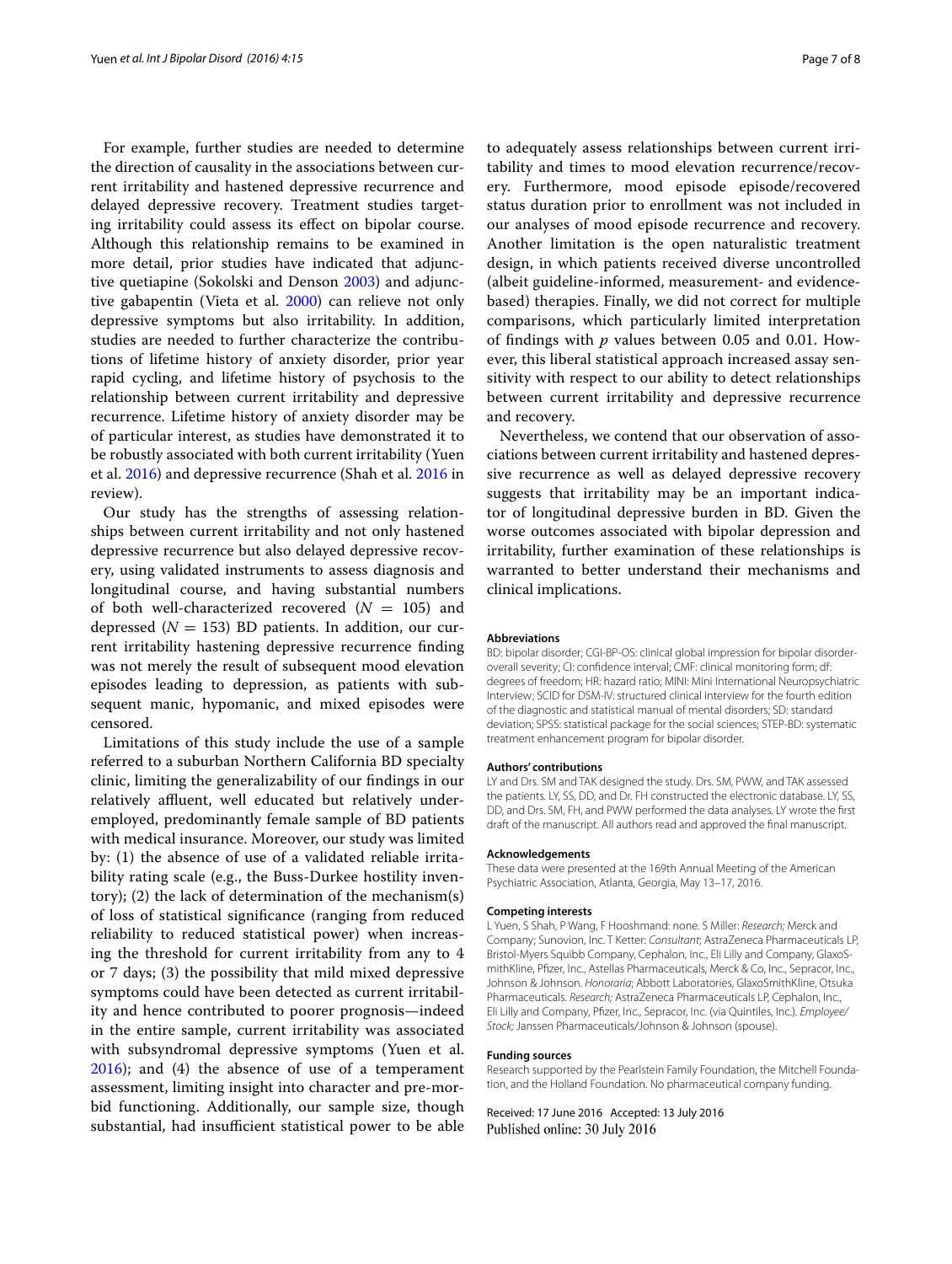For example, further studies are needed to determine the direction of causality in the associations between current irritability and hastened depressive recurrence and delayed depressive recovery. Treatment studies targeting irritability could assess its effect on bipolar course. Although this relationship remains to be examined in more detail, prior studies have indicated that adjunctive quetiapine (Sokolski and Denson 2003) and adjunctive gabapentin (Vieta et al. 2000) can relieve not only depressive symptoms but also irritability. In addition, studies are needed to further characterize the contributions of lifetime history of anxiety disorder, prior year rapid cycling, and lifetime history of psychosis to the relationship between current irritability and depressive recurrence. Lifetime history of anxiety disorder may be of particular interest, as studies have demonstrated it to be robustly associated with both current irritability (Yuen et al. 2016) and depressive recurrence (Shah et al. 2016 in review).

Our study has the strengths of assessing relationships between current irritability and not only hastened depressive recurrence but also delayed depressive recovery, using validated instruments to assess diagnosis and longitudinal course, and having substantial numbers of both well-characterized recovered ($N = 105$) and depressed ($N = 153$) BD patients. In addition, our current irritability hastening depressive recurrence finding was not merely the result of subsequent mood elevation episodes leading to depression, as patients with subsequent manic, hypomanic, and mixed episodes were censored.

Limitations of this study include the use of a sample referred to a suburban Northern California BD specialty clinic, limiting the generalizability of our findings in our relatively affluent, well educated but relatively underemployed, predominantly female sample of BD patients with medical insurance. Moreover, our study was limited by: (1) the absence of use of a validated reliable irritability rating scale (e.g., the Buss-Durkee hostility inventory); (2) the lack of determination of the mechanism(s) of loss of statistical significance (ranging from reduced reliability to reduced statistical power) when increasing the threshold for current irritability from any to 4 or 7 days; (3) the possibility that mild mixed depressive symptoms could have been detected as current irritability and hence contributed to poorer prognosis—indeed in the entire sample, current irritability was associated with subsyndromal depressive symptoms (Yuen et al. 2016); and (4) the absence of use of a temperament assessment, limiting insight into character and pre-morbid functioning. Additionally, our sample size, though substantial, had insufficient statistical power to be able to adequately assess relationships between current irritability and times to mood elevation recurrence/recovery. Furthermore, mood episode episode/recovered status duration prior to enrollment was not included in our analyses of mood episode recurrence and recovery. Another limitation is the open naturalistic treatment design, in which patients received diverse uncontrolled (albeit guideline-informed, measurement- and evidence-based) therapies. Finally, we did not correct for multiple comparisons, which particularly limited interpretation of findings with $p$ values between 0.05 and 0.01. However, this liberal statistical approach increased assay sensitivity with respect to our ability to detect relationships between current irritability and depressive recurrence and recovery.

Nevertheless, we contend that our observation of associations between current irritability and hastened depressive recurrence as well as delayed depressive recovery suggests that irritability may be an important indicator of longitudinal depressive burden in BD. Given the worse outcomes associated with bipolar depression and irritability, further examination of these relationships is warranted to better understand their mechanisms and clinical implications.

#### Abbreviations

BD: bipolar disorder; CGI-BP-OS: clinical global impression for bipolar disorder-overall severity; CI: confidence interval; CMF: clinical monitoring form; df: degrees of freedom; HR: hazard ratio; MINI: Mini International Neuropsychiatric Interview; SCID for DSM-IV: structured clinical interview for the fourth edition of the diagnostic and statistical manual of mental disorders; SD: standard deviation; SPSS: statistical package for the social sciences; STEP-BD: systematic treatment enhancement program for bipolar disorder.

#### Authors' contributions

LY and Drs. SM and TAK designed the study. Drs. SM, PWW, and TAK assessed the patients. LY, SS, DD, and Dr. FH constructed the electronic database. LY, SS, DD, and Drs. SM, FH, and PWW performed the data analyses. LY wrote the first draft of the manuscript. All authors read and approved the final manuscript.

#### Acknowledgements

These data were presented at the 169th Annual Meeting of the American Psychiatric Association, Atlanta, Georgia, May 13–17, 2016.

#### Competing interests

L Yuen, S Shah, P Wang, F Hooshmand: none. S Miller: *Research;* Merck and Company; Sunovion, Inc. T Ketter: *Consultant*; AstraZeneca Pharmaceuticals LP, Bristol-Myers Squibb Company, Cephalon, Inc., Eli Lilly and Company, GlaxoSmithKline, Pfizer, Inc., Astellas Pharmaceuticals, Merck & Co, Inc., Sepracor, Inc., Johnson & Johnson. *Honoraria*; Abbott Laboratories, GlaxoSmithKline, Otsuka Pharmaceuticals. *Research;* AstraZeneca Pharmaceuticals LP, Cephalon, Inc., Eli Lilly and Company, Pfizer, Inc., Sepracor, Inc. (via Quintiles, Inc.). *Employee/Stock;* Janssen Pharmaceuticals/Johnson & Johnson (spouse).

#### Funding sources

Research supported by the Pearlstein Family Foundation, the Mitchell Foundation, and the Holland Foundation. No pharmaceutical company funding.

Received: 17 June 2016 Accepted: 13 July 2016
Published online: 30 July 2016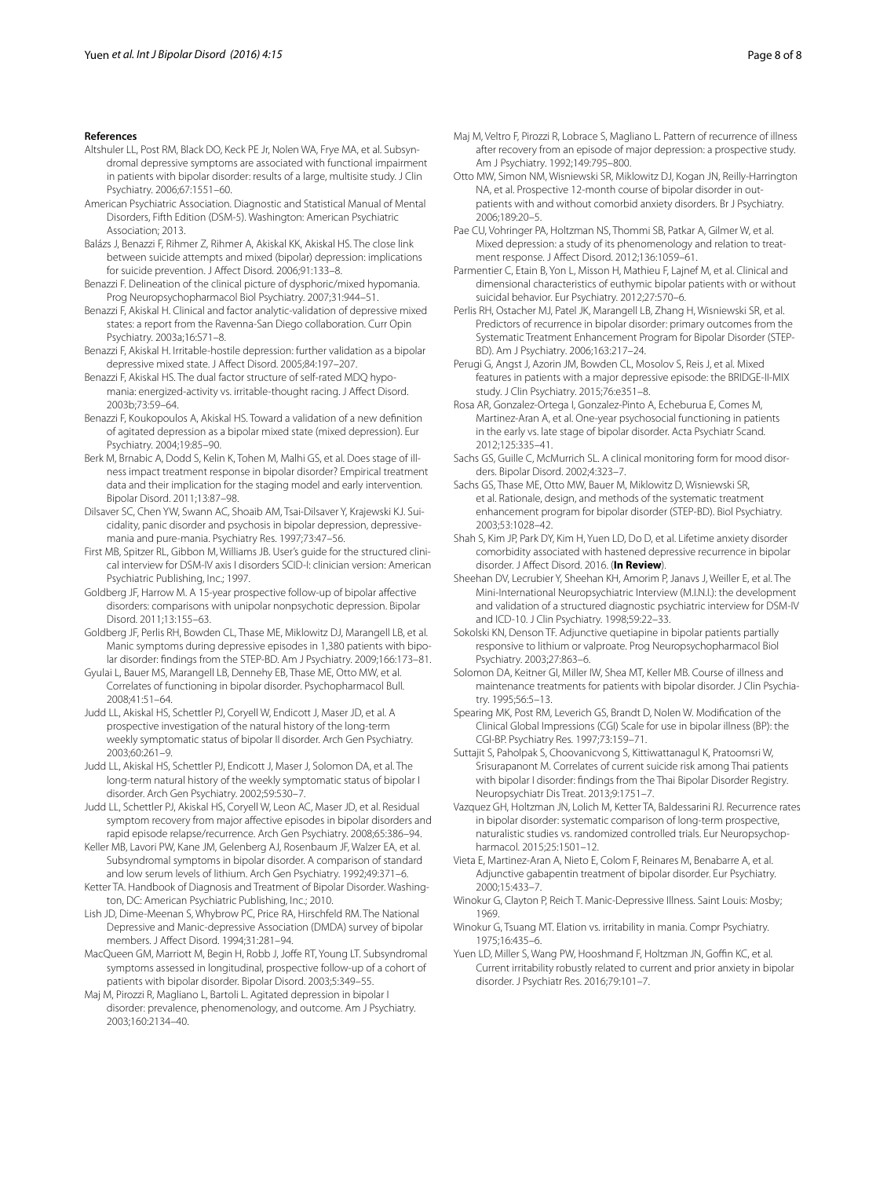## References

Altshuler LL, Post RM, Black DO, Keck PE Jr, Nolen WA, Frye MA, et al. Subsyndromal depressive symptoms are associated with functional impairment in patients with bipolar disorder: results of a large, multisite study. J Clin Psychiatry. 2006;67:1551–60.

American Psychiatric Association. Diagnostic and Statistical Manual of Mental Disorders, Fifth Edition (DSM-5). Washington: American Psychiatric Association; 2013.

Balázs J, Benazzi F, Rihmer Z, Rihmer A, Akiskal KK, Akiskal HS. The close link between suicide attempts and mixed (bipolar) depression: implications for suicide prevention. J Affect Disord. 2006;91:133–8.

Benazzi F. Delineation of the clinical picture of dysphoric/mixed hypomania. Prog Neuropsychopharmacol Biol Psychiatry. 2007;31:944–51.

Benazzi F, Akiskal H. Clinical and factor analytic-validation of depressive mixed states: a report from the Ravenna-San Diego collaboration. Curr Opin Psychiatry. 2003a;16:S71–8.

Benazzi F, Akiskal H. Irritable-hostile depression: further validation as a bipolar depressive mixed state. J Affect Disord. 2005;84:197–207.

Benazzi F, Akiskal HS. The dual factor structure of self-rated MDQ hypomania: energized-activity vs. irritable-thought racing. J Affect Disord. 2003b;73:59–64.

Benazzi F, Koukopoulos A, Akiskal HS. Toward a validation of a new definition of agitated depression as a bipolar mixed state (mixed depression). Eur Psychiatry. 2004;19:85–90.

Berk M, Brnabic A, Dodd S, Kelin K, Tohen M, Malhi GS, et al. Does stage of illness impact treatment response in bipolar disorder? Empirical treatment data and their implication for the staging model and early intervention. Bipolar Disord. 2011;13:87–98.

Dilsaver SC, Chen YW, Swann AC, Shoaib AM, Tsai-Dilsaver Y, Krajewski KJ. Suicidality, panic disorder and psychosis in bipolar depression, depressive-mania and pure-mania. Psychiatry Res. 1997;73:47–56.

First MB, Spitzer RL, Gibbon M, Williams JB. User's guide for the structured clinical interview for DSM-IV axis I disorders SCID-I: clinician version: American Psychiatric Publishing, Inc.; 1997.

Goldberg JF, Harrow M. A 15-year prospective follow-up of bipolar affective disorders: comparisons with unipolar nonpsychotic depression. Bipolar Disord. 2011;13:155–63.

Goldberg JF, Perlis RH, Bowden CL, Thase ME, Miklowitz DJ, Marangell LB, et al. Manic symptoms during depressive episodes in 1,380 patients with bipolar disorder: findings from the STEP-BD. Am J Psychiatry. 2009;166:173–81.

Gyulai L, Bauer MS, Marangell LB, Dennehy EB, Thase ME, Otto MW, et al. Correlates of functioning in bipolar disorder. Psychopharmacol Bull. 2008;41:51–64.

Judd LL, Akiskal HS, Schettler PJ, Coryell W, Endicott J, Maser JD, et al. A prospective investigation of the natural history of the long-term weekly symptomatic status of bipolar II disorder. Arch Gen Psychiatry. 2003;60:261–9.

Judd LL, Akiskal HS, Schettler PJ, Endicott J, Maser J, Solomon DA, et al. The long-term natural history of the weekly symptomatic status of bipolar I disorder. Arch Gen Psychiatry. 2002;59:530–7.

Judd LL, Schettler PJ, Akiskal HS, Coryell W, Leon AC, Maser JD, et al. Residual symptom recovery from major affective episodes in bipolar disorders and rapid episode relapse/recurrence. Arch Gen Psychiatry. 2008;65:386–94.

Keller MB, Lavori PW, Kane JM, Gelenberg AJ, Rosenbaum JF, Walzer EA, et al. Subsyndromal symptoms in bipolar disorder. A comparison of standard and low serum levels of lithium. Arch Gen Psychiatry. 1992;49:371–6.

Ketter TA. Handbook of Diagnosis and Treatment of Bipolar Disorder. Washington, DC: American Psychiatric Publishing, Inc.; 2010.

Lish JD, Dime-Meenan S, Whybrow PC, Price RA, Hirschfeld RM. The National Depressive and Manic-depressive Association (DMDA) survey of bipolar members. J Affect Disord. 1994;31:281–94.

MacQueen GM, Marriott M, Begin H, Robb J, Joffe RT, Young LT. Subsyndromal symptoms assessed in longitudinal, prospective follow-up of a cohort of patients with bipolar disorder. Bipolar Disord. 2003;5:349–55.

Maj M, Pirozzi R, Magliano L, Bartoli L. Agitated depression in bipolar I disorder: prevalence, phenomenology, and outcome. Am J Psychiatry. 2003;160:2134–40.

Maj M, Veltro F, Pirozzi R, Lobrace S, Magliano L. Pattern of recurrence of illness after recovery from an episode of major depression: a prospective study. Am J Psychiatry. 1992;149:795–800.

Otto MW, Simon NM, Wisniewski SR, Miklowitz DJ, Kogan JN, Reilly-Harrington NA, et al. Prospective 12-month course of bipolar disorder in outpatients with and without comorbid anxiety disorders. Br J Psychiatry. 2006;189:20–5.

Pae CU, Vohringer PA, Holtzman NS, Thommi SB, Patkar A, Gilmer W, et al. Mixed depression: a study of its phenomenology and relation to treatment response. J Affect Disord. 2012;136:1059–61.

Parmentier C, Etain B, Yon L, Misson H, Mathieu F, Lajnef M, et al. Clinical and dimensional characteristics of euthymic bipolar patients with or without suicidal behavior. Eur Psychiatry. 2012;27:570–6.

Perlis RH, Ostacher MJ, Patel JK, Marangell LB, Zhang H, Wisniewski SR, et al. Predictors of recurrence in bipolar disorder: primary outcomes from the Systematic Treatment Enhancement Program for Bipolar Disorder (STEP-BD). Am J Psychiatry. 2006;163:217–24.

Perugi G, Angst J, Azorin JM, Bowden CL, Mosolov S, Reis J, et al. Mixed features in patients with a major depressive episode: the BRIDGE-II-MIX study. J Clin Psychiatry. 2015;76:e351–8.

Rosa AR, Gonzalez-Ortega I, Gonzalez-Pinto A, Echeburua E, Comes M, Martinez-Aran A, et al. One-year psychosocial functioning in patients in the early vs. late stage of bipolar disorder. Acta Psychiatr Scand. 2012;125:335–41.

Sachs GS, Guille C, McMurrich SL. A clinical monitoring form for mood disorders. Bipolar Disord. 2002;4:323–7.

Sachs GS, Thase ME, Otto MW, Bauer M, Miklowitz D, Wisniewski SR, et al. Rationale, design, and methods of the systematic treatment enhancement program for bipolar disorder (STEP-BD). Biol Psychiatry. 2003;53:1028–42.

Shah S, Kim JP, Park DY, Kim H, Yuen LD, Do D, et al. Lifetime anxiety disorder comorbidity associated with hastened depressive recurrence in bipolar disorder. J Affect Disord. 2016. (**In Review**).

Sheehan DV, Lecrubier Y, Sheehan KH, Amorim P, Janavs J, Weiller E, et al. The Mini-International Neuropsychiatric Interview (M.I.N.I.): the development and validation of a structured diagnostic psychiatric interview for DSM-IV and ICD-10. J Clin Psychiatry. 1998;59:22–33.

Sokolski KN, Denson TF. Adjunctive quetiapine in bipolar patients partially responsive to lithium or valproate. Prog Neuropsychopharmacol Biol Psychiatry. 2003;27:863–6.

Solomon DA, Keitner GI, Miller IW, Shea MT, Keller MB. Course of illness and maintenance treatments for patients with bipolar disorder. J Clin Psychiatry. 1995;56:5–13.

Spearing MK, Post RM, Leverich GS, Brandt D, Nolen W. Modification of the Clinical Global Impressions (CGI) Scale for use in bipolar illness (BP): the CGI-BP. Psychiatry Res. 1997;73:159–71.

Suttajit S, Paholpak S, Choovanicvong S, Kittiwattanagul K, Pratoomsri W, Srisurapanont M. Correlates of current suicide risk among Thai patients with bipolar I disorder: findings from the Thai Bipolar Disorder Registry. Neuropsychiatr Dis Treat. 2013;9:1751–7.

Vazquez GH, Holtzman JN, Lolich M, Ketter TA, Baldessarini RJ. Recurrence rates in bipolar disorder: systematic comparison of long-term prospective, naturalistic studies vs. randomized controlled trials. Eur Neuropsychopharmacol. 2015;25:1501–12.

Vieta E, Martinez-Aran A, Nieto E, Colom F, Reinares M, Benabarre A, et al. Adjunctive gabapentin treatment of bipolar disorder. Eur Psychiatry. 2000;15:433–7.

Winokur G, Clayton P, Reich T. Manic-Depressive Illness. Saint Louis: Mosby; 1969.

Winokur G, Tsuang MT. Elation vs. irritability in mania. Compr Psychiatry. 1975;16:435–6.

Yuen LD, Miller S, Wang PW, Hooshmand F, Holtzman JN, Goffin KC, et al. Current irritability robustly related to current and prior anxiety in bipolar disorder. J Psychiatr Res. 2016;79:101–7.